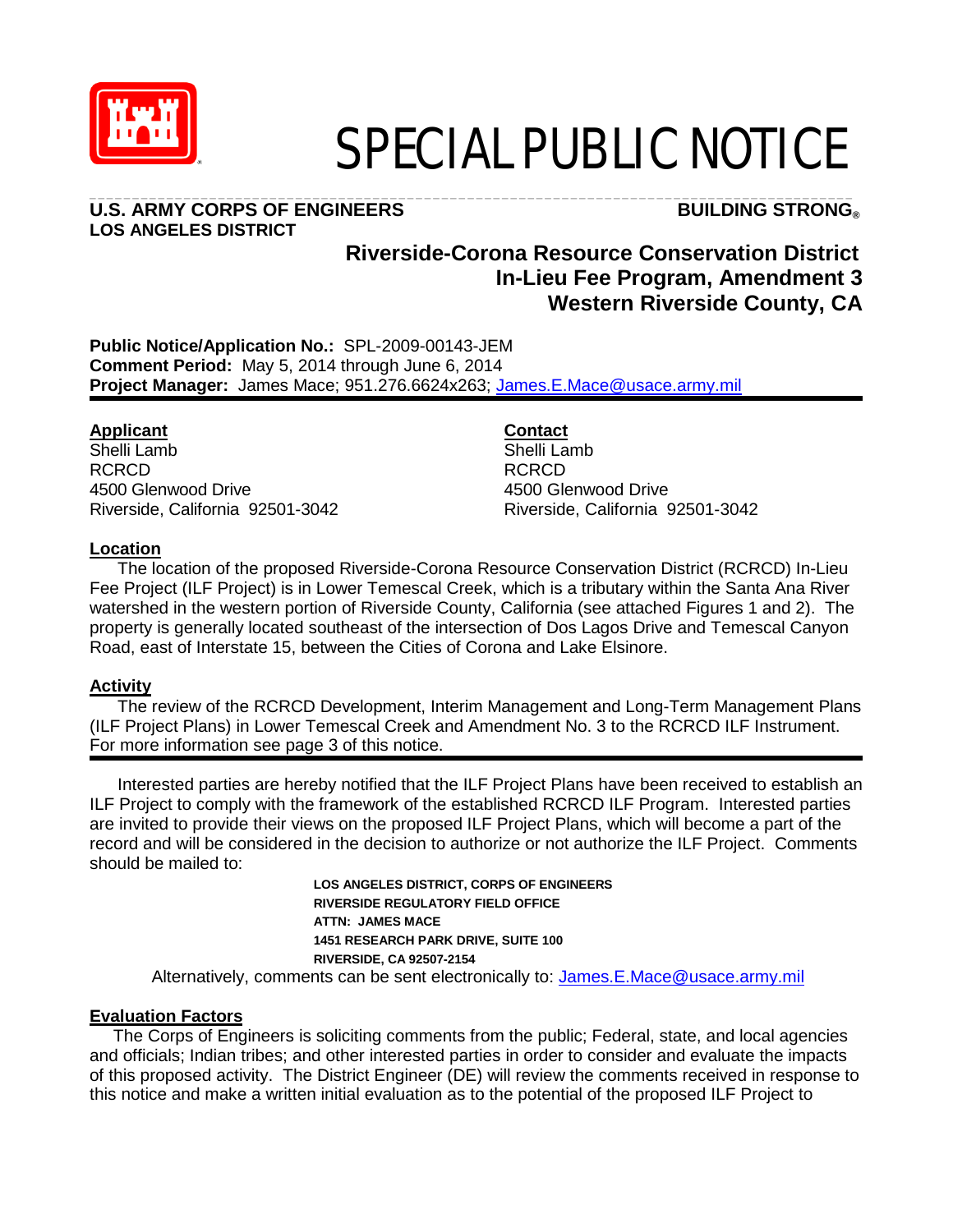# SPECIAL PUBLIC NOTICE

**U.S. ARMY CORPS OF ENGINEERS** **BUILDING STRONG®**
**LOS ANGELES DISTRICT**

## Riverside-Corona Resource Conservation District In-Lieu Fee Program, Amendment 3 Western Riverside County, CA

**Public Notice/Application No.:** SPL-2009-00143-JEM
**Comment Period:** May 5, 2014 through June 6, 2014
**Project Manager:** James Mace; 951.276.6624x263; James.E.Mace@usace.army.mil

**Applicant**
Shelli Lamb
RCRCD
4500 Glenwood Drive
Riverside, California 92501-3042

**Contact**
Shelli Lamb
RCRCD
4500 Glenwood Drive
Riverside, California 92501-3042

**Location**

The location of the proposed Riverside-Corona Resource Conservation District (RCRCD) In-Lieu Fee Project (ILF Project) is in Lower Temescal Creek, which is a tributary within the Santa Ana River watershed in the western portion of Riverside County, California (see attached Figures 1 and 2). The property is generally located southeast of the intersection of Dos Lagos Drive and Temescal Canyon Road, east of Interstate 15, between the Cities of Corona and Lake Elsinore.

**Activity**

The review of the RCRCD Development, Interim Management and Long-Term Management Plans (ILF Project Plans) in Lower Temescal Creek and Amendment No. 3 to the RCRCD ILF Instrument. For more information see page 3 of this notice.

Interested parties are hereby notified that the ILF Project Plans have been received to establish an ILF Project to comply with the framework of the established RCRCD ILF Program. Interested parties are invited to provide their views on the proposed ILF Project Plans, which will become a part of the record and will be considered in the decision to authorize or not authorize the ILF Project. Comments should be mailed to:

**LOS ANGELES DISTRICT, CORPS OF ENGINEERS**
**RIVERSIDE REGULATORY FIELD OFFICE**
**ATTN: JAMES MACE**
**1451 RESEARCH PARK DRIVE, SUITE 100**
**RIVERSIDE, CA 92507-2154**

Alternatively, comments can be sent electronically to: James.E.Mace@usace.army.mil

**Evaluation Factors**

The Corps of Engineers is soliciting comments from the public; Federal, state, and local agencies and officials; Indian tribes; and other interested parties in order to consider and evaluate the impacts of this proposed activity. The District Engineer (DE) will review the comments received in response to this notice and make a written initial evaluation as to the potential of the proposed ILF Project to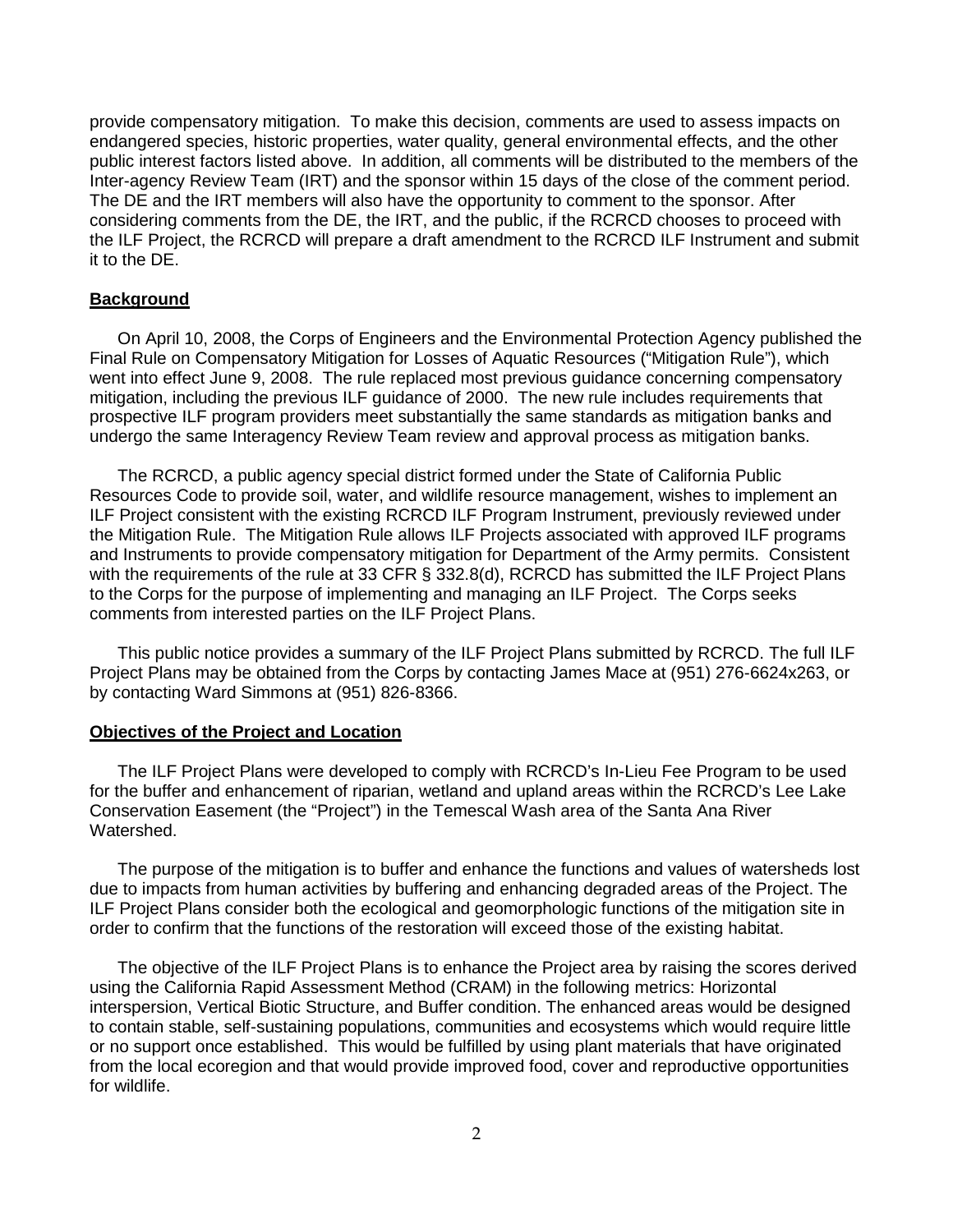provide compensatory mitigation. To make this decision, comments are used to assess impacts on endangered species, historic properties, water quality, general environmental effects, and the other public interest factors listed above. In addition, all comments will be distributed to the members of the Inter-agency Review Team (IRT) and the sponsor within 15 days of the close of the comment period. The DE and the IRT members will also have the opportunity to comment to the sponsor. After considering comments from the DE, the IRT, and the public, if the RCRCD chooses to proceed with the ILF Project, the RCRCD will prepare a draft amendment to the RCRCD ILF Instrument and submit it to the DE.

## Background

On April 10, 2008, the Corps of Engineers and the Environmental Protection Agency published the Final Rule on Compensatory Mitigation for Losses of Aquatic Resources ("Mitigation Rule"), which went into effect June 9, 2008. The rule replaced most previous guidance concerning compensatory mitigation, including the previous ILF guidance of 2000. The new rule includes requirements that prospective ILF program providers meet substantially the same standards as mitigation banks and undergo the same Interagency Review Team review and approval process as mitigation banks.

The RCRCD, a public agency special district formed under the State of California Public Resources Code to provide soil, water, and wildlife resource management, wishes to implement an ILF Project consistent with the existing RCRCD ILF Program Instrument, previously reviewed under the Mitigation Rule. The Mitigation Rule allows ILF Projects associated with approved ILF programs and Instruments to provide compensatory mitigation for Department of the Army permits. Consistent with the requirements of the rule at 33 CFR § 332.8(d), RCRCD has submitted the ILF Project Plans to the Corps for the purpose of implementing and managing an ILF Project. The Corps seeks comments from interested parties on the ILF Project Plans.

This public notice provides a summary of the ILF Project Plans submitted by RCRCD. The full ILF Project Plans may be obtained from the Corps by contacting James Mace at (951) 276-6624x263, or by contacting Ward Simmons at (951) 826-8366.

## Objectives of the Project and Location

The ILF Project Plans were developed to comply with RCRCD's In-Lieu Fee Program to be used for the buffer and enhancement of riparian, wetland and upland areas within the RCRCD's Lee Lake Conservation Easement (the "Project") in the Temescal Wash area of the Santa Ana River Watershed.

The purpose of the mitigation is to buffer and enhance the functions and values of watersheds lost due to impacts from human activities by buffering and enhancing degraded areas of the Project. The ILF Project Plans consider both the ecological and geomorphologic functions of the mitigation site in order to confirm that the functions of the restoration will exceed those of the existing habitat.

The objective of the ILF Project Plans is to enhance the Project area by raising the scores derived using the California Rapid Assessment Method (CRAM) in the following metrics: Horizontal interspersion, Vertical Biotic Structure, and Buffer condition. The enhanced areas would be designed to contain stable, self-sustaining populations, communities and ecosystems which would require little or no support once established. This would be fulfilled by using plant materials that have originated from the local ecoregion and that would provide improved food, cover and reproductive opportunities for wildlife.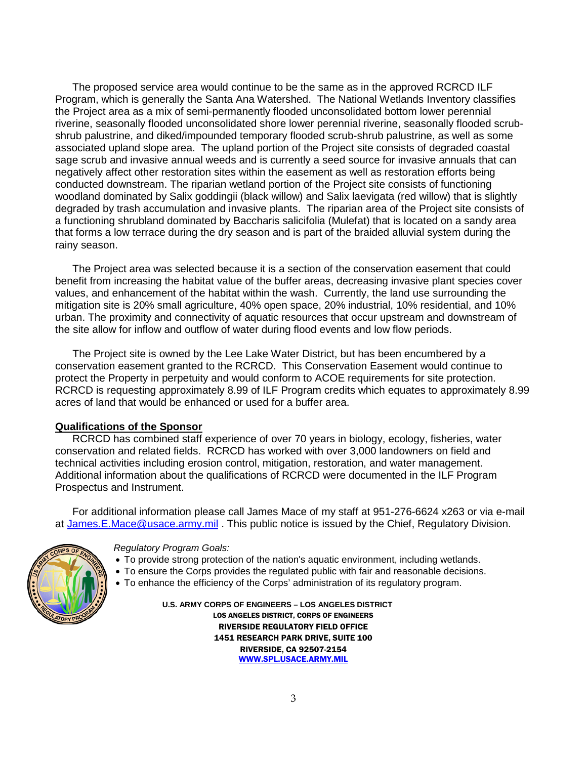The proposed service area would continue to be the same as in the approved RCRCD ILF Program, which is generally the Santa Ana Watershed. The National Wetlands Inventory classifies the Project area as a mix of semi-permanently flooded unconsolidated bottom lower perennial riverine, seasonally flooded unconsolidated shore lower perennial riverine, seasonally flooded scrub-shrub palustrine, and diked/impounded temporary flooded scrub-shrub palustrine, as well as some associated upland slope area. The upland portion of the Project site consists of degraded coastal sage scrub and invasive annual weeds and is currently a seed source for invasive annuals that can negatively affect other restoration sites within the easement as well as restoration efforts being conducted downstream. The riparian wetland portion of the Project site consists of functioning woodland dominated by Salix goddingii (black willow) and Salix laevigata (red willow) that is slightly degraded by trash accumulation and invasive plants. The riparian area of the Project site consists of a functioning shrubland dominated by Baccharis salicifolia (Mulefat) that is located on a sandy area that forms a low terrace during the dry season and is part of the braided alluvial system during the rainy season.

The Project area was selected because it is a section of the conservation easement that could benefit from increasing the habitat value of the buffer areas, decreasing invasive plant species cover values, and enhancement of the habitat within the wash. Currently, the land use surrounding the mitigation site is 20% small agriculture, 40% open space, 20% industrial, 10% residential, and 10% urban. The proximity and connectivity of aquatic resources that occur upstream and downstream of the site allow for inflow and outflow of water during flood events and low flow periods.

The Project site is owned by the Lee Lake Water District, but has been encumbered by a conservation easement granted to the RCRCD. This Conservation Easement would continue to protect the Property in perpetuity and would conform to ACOE requirements for site protection. RCRCD is requesting approximately 8.99 of ILF Program credits which equates to approximately 8.99 acres of land that would be enhanced or used for a buffer area.

**Qualifications of the Sponsor**

RCRCD has combined staff experience of over 70 years in biology, ecology, fisheries, water conservation and related fields. RCRCD has worked with over 3,000 landowners on field and technical activities including erosion control, mitigation, restoration, and water management. Additional information about the qualifications of RCRCD were documented in the ILF Program Prospectus and Instrument.

For additional information please call James Mace of my staff at 951-276-6624 x263 or via e-mail at [James.E.Mace@usace.army.mil](mailto:James.E.Mace@usace.army.mil) . This public notice is issued by the Chief, Regulatory Division.

*Regulatory Program Goals:*

- To provide strong protection of the nation's aquatic environment, including wetlands.
- To ensure the Corps provides the regulated public with fair and reasonable decisions.
- To enhance the efficiency of the Corps' administration of its regulatory program.

**U.S. ARMY CORPS OF ENGINEERS – LOS ANGELES DISTRICT**
**LOS ANGELES DISTRICT, CORPS OF ENGINEERS**
**RIVERSIDE REGULATORY FIELD OFFICE**
**1451 RESEARCH PARK DRIVE, SUITE 100**
**RIVERSIDE, CA 92507-2154**
**[WWW.SPL.USACE.ARMY.MIL](http://WWW.SPL.USACE.ARMY.MIL)**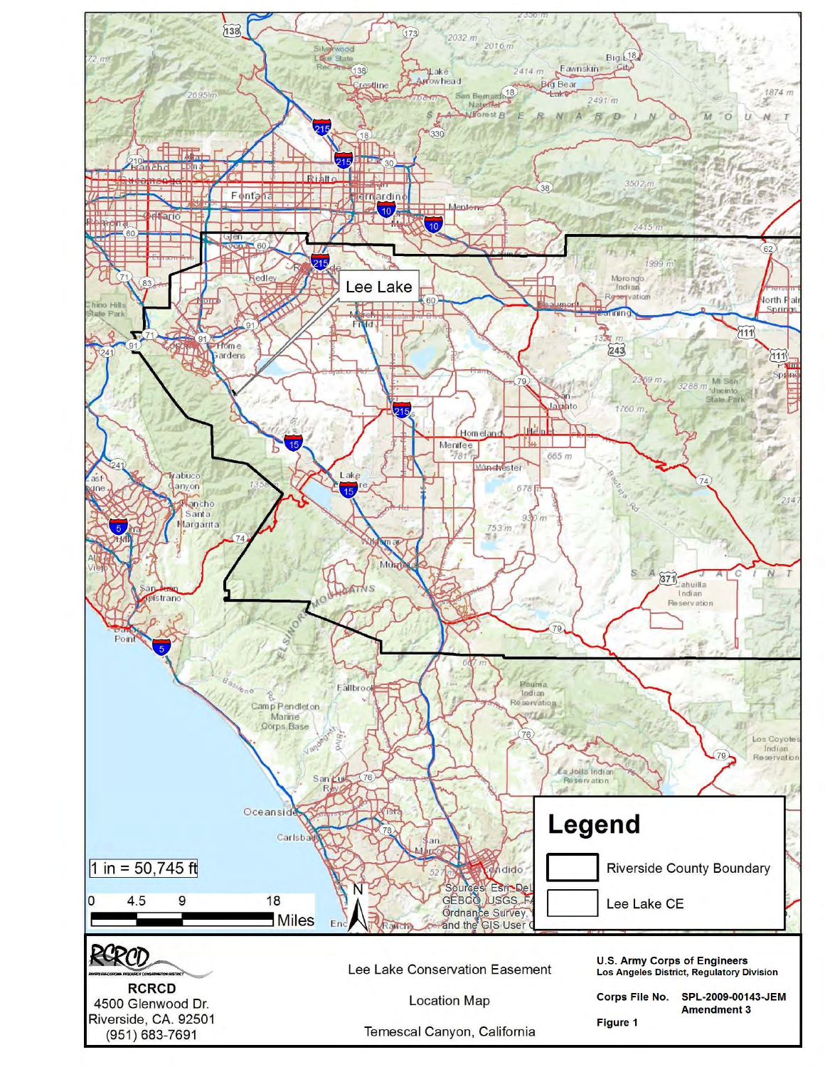Lee Lake

1 in = 50,745 ft

0 4.5 9 18 Miles

N

Sources: Esri, DeLorme, GEBCO, USGS, FAO, Ordnance Survey, and the GIS User Community

## Legend

- Riverside County Boundary
- Lee Lake CE

RCRCD
4500 Glenwood Dr.
Riverside, CA. 92501
(951) 683-7691

Lee Lake Conservation Easement

Location Map

Temescal Canyon, California

**U.S. Army Corps of Engineers**
**Los Angeles District, Regulatory Division**

**Corps File No.** **SPL-2009-00143-JEM Amendment 3**

**Figure 1**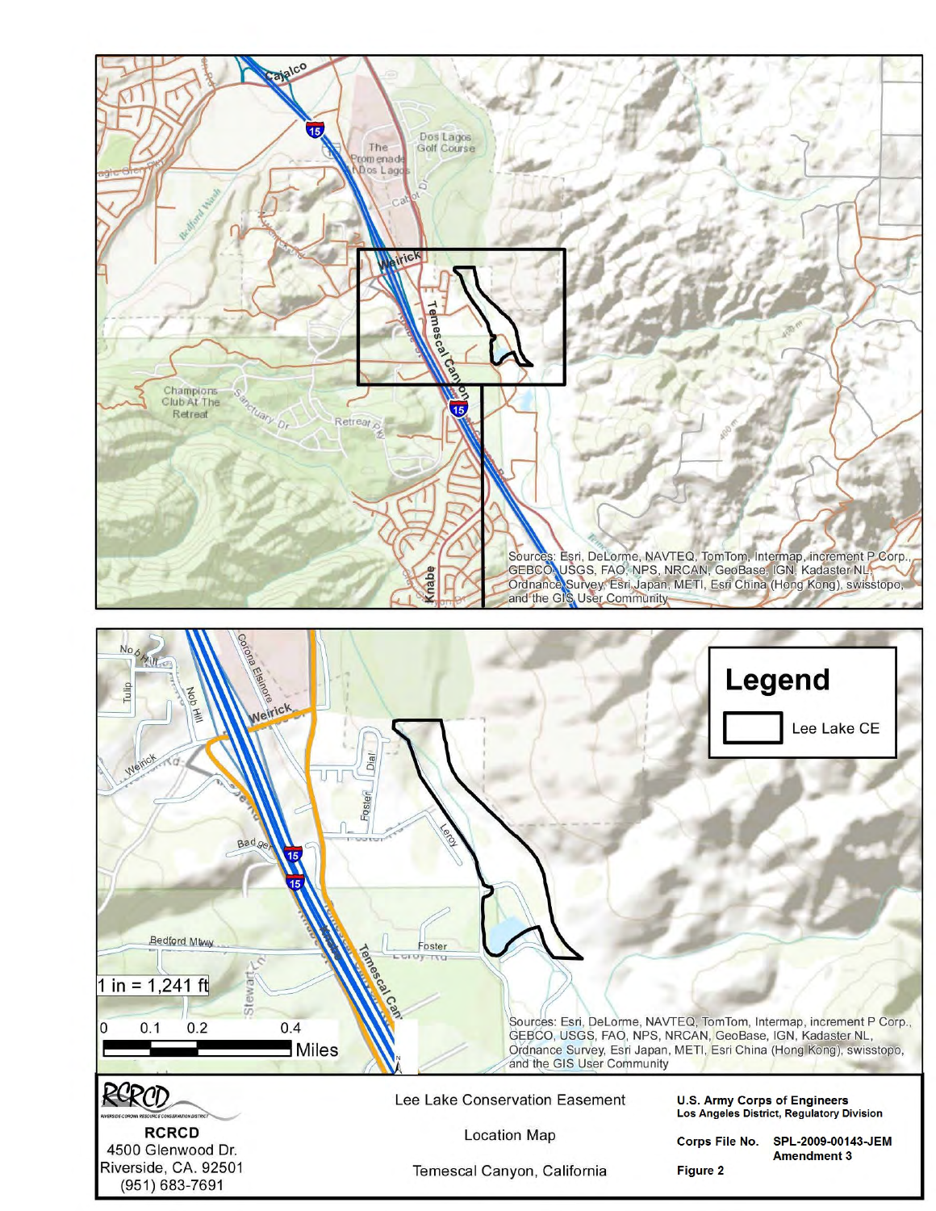Sources: Esri, DeLorme, NAVTEQ, TomTom, Intermap, increment P Corp., GEBCO, USGS, FAO, NPS, NRCAN, GeoBase, IGN, Kadaster NL, Ordnance Survey, Esri Japan, METI, Esri China (Hong Kong), swisstopo, and the GIS User Community

**Legend**

Lee Lake CE

1 in = 1,241 ft

0 0.1 0.2 0.4 Miles

Sources: Esri, DeLorme, NAVTEQ, TomTom, Intermap, increment P Corp., GEBCO, USGS, FAO, NPS, NRCAN, GeoBase, IGN, Kadaster NL, Ordnance Survey, Esri Japan, METI, Esri China (Hong Kong), swisstopo, and the GIS User Community

RCRCD
RIVERSIDE-CORONA RESOURCE CONSERVATION DISTRICT

**RCRCD**
4500 Glenwood Dr.
Riverside, CA. 92501
(951) 683-7691

Lee Lake Conservation Easement

Location Map

Temescal Canyon, California

**U.S. Army Corps of Engineers**
**Los Angeles District, Regulatory Division**

**Corps File No. SPL-2009-00143-JEM**
**Amendment 3**

**Figure 2**